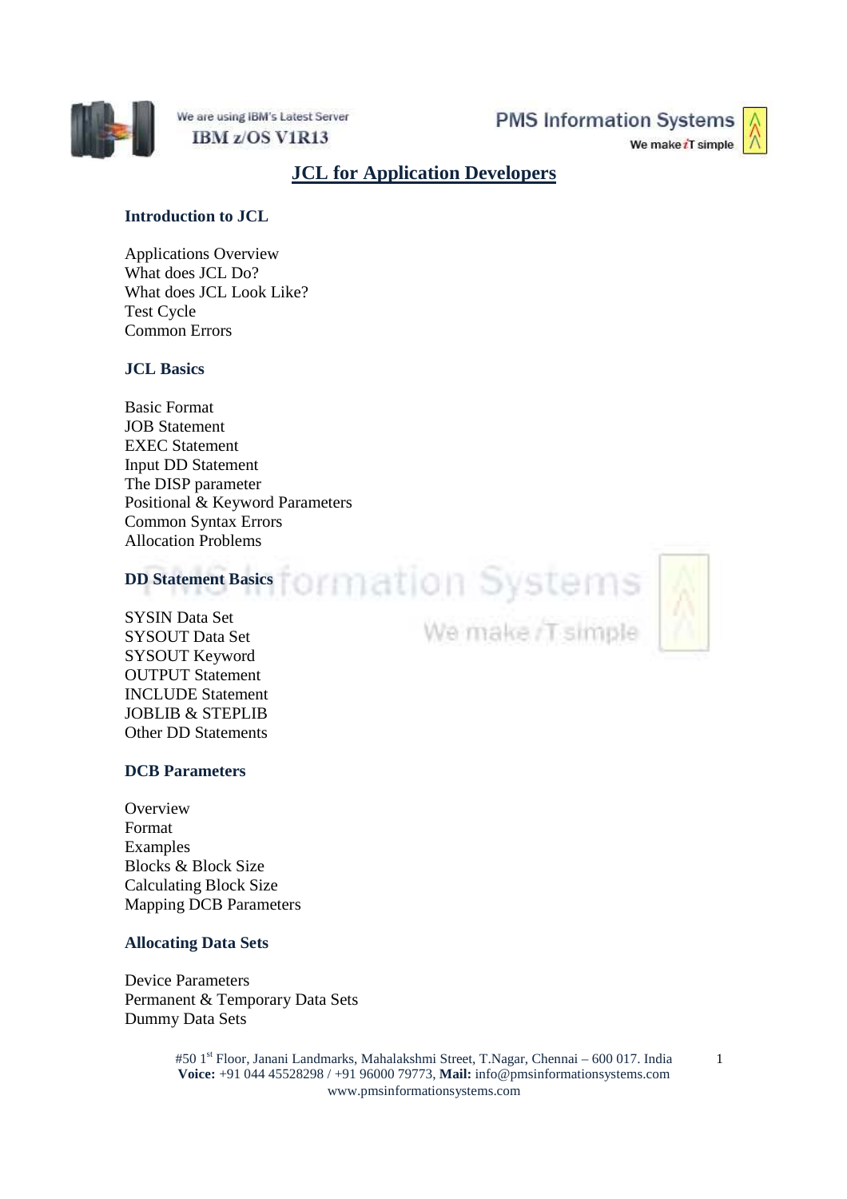# JCL for Application Developers

## Introduction to JCL

Applications Overview
What does JCL Do?
What does JCL Look Like?
Test Cycle
Common Errors

## JCL Basics

Basic Format
JOB Statement
EXEC Statement
Input DD Statement
The DISP parameter
Positional & Keyword Parameters
Common Syntax Errors
Allocation Problems

## DD Statement Basics

SYSIN Data Set
SYSOUT Data Set
SYSOUT Keyword
OUTPUT Statement
INCLUDE Statement
JOBLIB & STEPLIB
Other DD Statements

## DCB Parameters

Overview
Format
Examples
Blocks & Block Size
Calculating Block Size
Mapping DCB Parameters

## Allocating Data Sets

Device Parameters
Permanent & Temporary Data Sets
Dummy Data Sets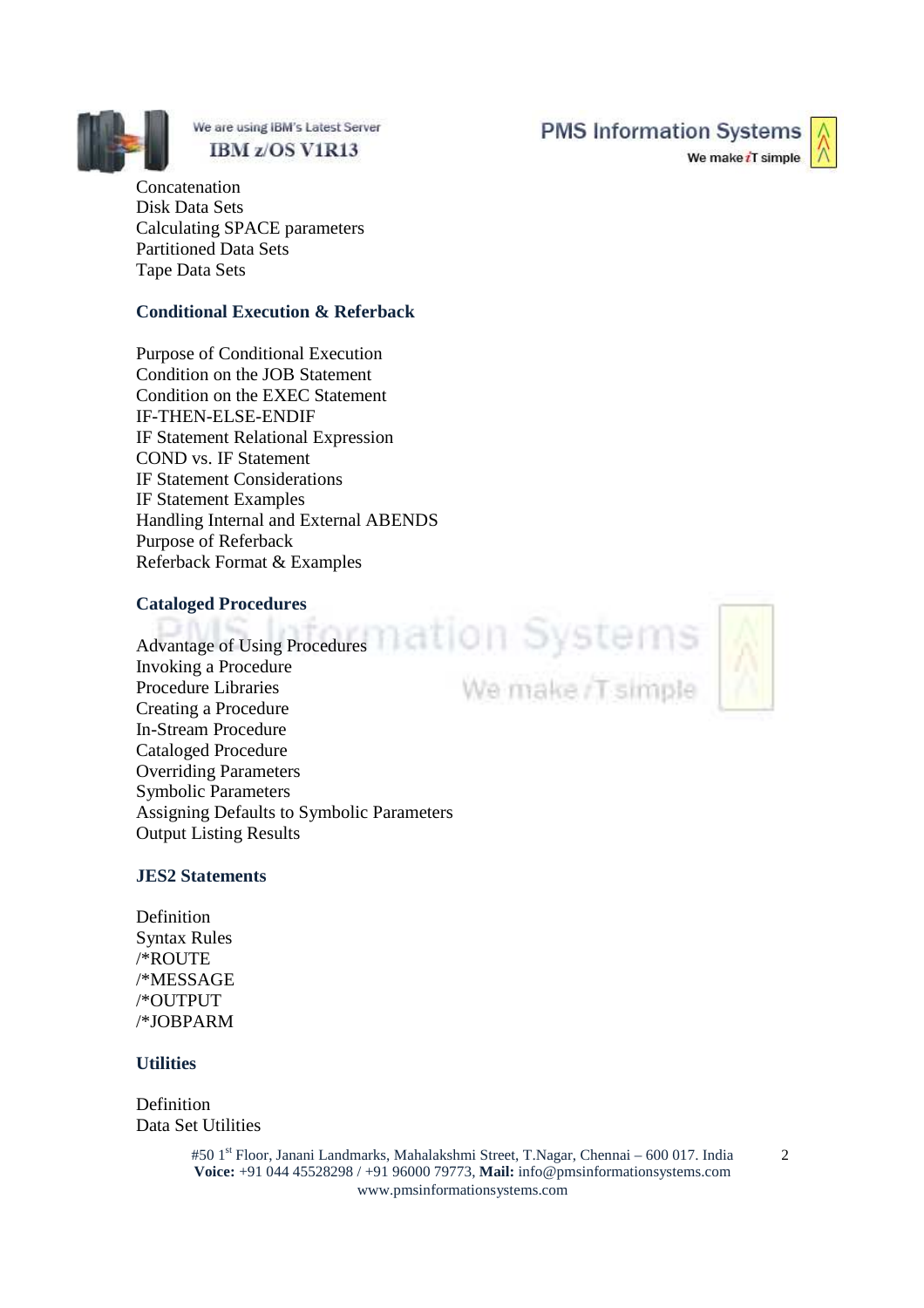Concatenation
Disk Data Sets
Calculating SPACE parameters
Partitioned Data Sets
Tape Data Sets

### Conditional Execution & Referback

Purpose of Conditional Execution
Condition on the JOB Statement
Condition on the EXEC Statement
IF-THEN-ELSE-ENDIF
IF Statement Relational Expression
COND vs. IF Statement
IF Statement Considerations
IF Statement Examples
Handling Internal and External ABENDS
Purpose of Referback
Referback Format & Examples

### Cataloged Procedures

Advantage of Using Procedures
Invoking a Procedure
Procedure Libraries
Creating a Procedure
In-Stream Procedure
Cataloged Procedure
Overriding Parameters
Symbolic Parameters
Assigning Defaults to Symbolic Parameters
Output Listing Results

### JES2 Statements

Definition
Syntax Rules
/*ROUTE
/*MESSAGE
/*OUTPUT
/*JOBPARM

### Utilities

Definition
Data Set Utilities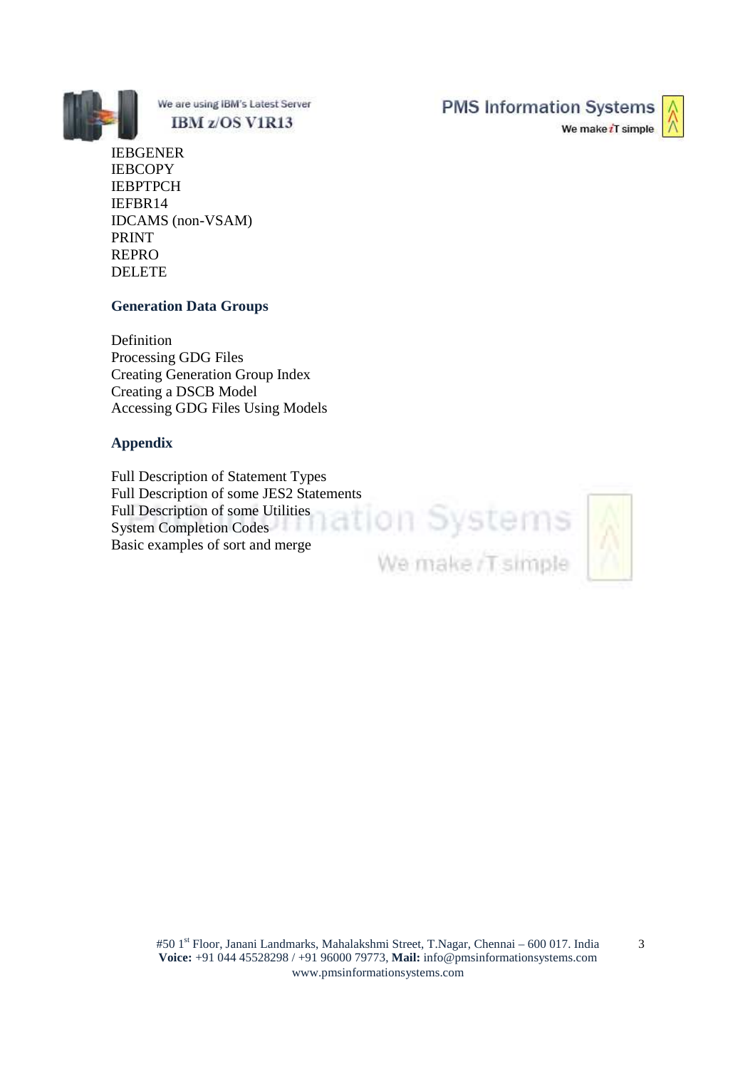IEBGENER
IEBCOPY
IEBPTPCH
IEFBR14
IDCAMS (non-VSAM)
PRINT
REPRO
DELETE

## Generation Data Groups

Definition
Processing GDG Files
Creating Generation Group Index
Creating a DSCB Model
Accessing GDG Files Using Models

## Appendix

Full Description of Statement Types
Full Description of some JES2 Statements
Full Description of some Utilities
System Completion Codes
Basic examples of sort and merge